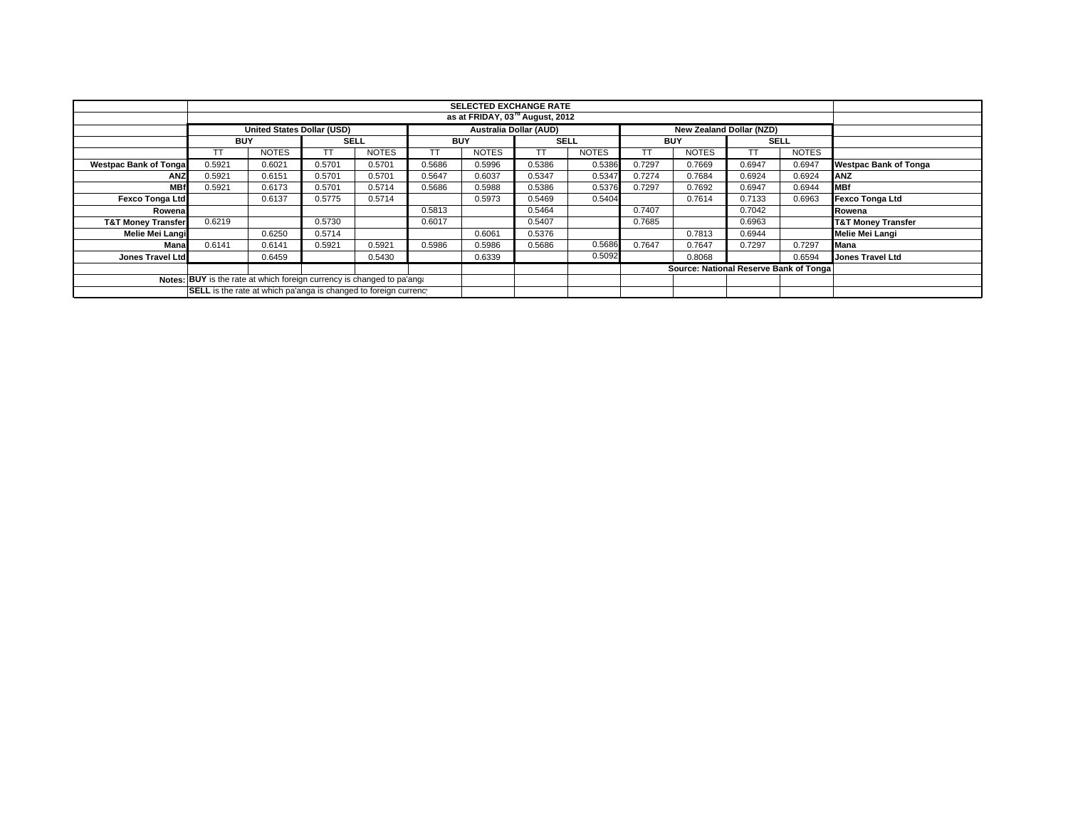| | SELECTED EXCHANGE RATE | | | | | | | | | | | | |
|---|---|---|---|---|---|---|---|---|---|---|---|---|---|
| | as at FRIDAY, 03rd August, 2012 | | | | | | | | | | | | |
| | United States Dollar (USD) | | | | Australia Dollar (AUD) | | | | New Zealand Dollar (NZD) | | | | |
| | BUY | | SELL | | BUY | | SELL | | BUY | | SELL | | |
| | TT | NOTES | TT | NOTES | TT | NOTES | TT | NOTES | TT | NOTES | TT | NOTES | |
| **Westpac Bank of Tonga** | 0.5921 | 0.6021 | 0.5701 | 0.5701 | 0.5686 | 0.5996 | 0.5386 | 0.5386 | 0.7297 | 0.7669 | 0.6947 | 0.6947 | **Westpac Bank of Tonga** |
| **ANZ** | 0.5921 | 0.6151 | 0.5701 | 0.5701 | 0.5647 | 0.6037 | 0.5347 | 0.5347 | 0.7274 | 0.7684 | 0.6924 | 0.6924 | **ANZ** |
| **MBf** | 0.5921 | 0.6173 | 0.5701 | 0.5714 | 0.5686 | 0.5988 | 0.5386 | 0.5376 | 0.7297 | 0.7692 | 0.6947 | 0.6944 | **MBf** |
| **Fexco Tonga Ltd** | | 0.6137 | 0.5775 | 0.5714 | | 0.5973 | 0.5469 | 0.5404 | | 0.7614 | 0.7133 | 0.6963 | **Fexco Tonga Ltd** |
| **Rowena** | | | | | 0.5813 | | 0.5464 | | 0.7407 | | 0.7042 | | **Rowena** |
| **T&T Money Transfer** | 0.6219 | | 0.5730 | | 0.6017 | | 0.5407 | | 0.7685 | | 0.6963 | | **T&T Money Transfer** |
| **Melie Mei Langi** | | 0.6250 | 0.5714 | | | 0.6061 | 0.5376 | | | 0.7813 | 0.6944 | | **Melie Mei Langi** |
| **Mana** | 0.6141 | 0.6141 | 0.5921 | 0.5921 | 0.5986 | 0.5986 | 0.5686 | 0.5686 | 0.7647 | 0.7647 | 0.7297 | 0.7297 | **Mana** |
| **Jones Travel Ltd** | | 0.6459 | | 0.5430 | | 0.6339 | | 0.5092 | | 0.8068 | | 0.6594 | **Jones Travel Ltd** |
| | | | | | | | | | Source: National Reserve Bank of Tonga | | | | |
| **Notes:** | **BUY** is the rate at which foreign currency is changed to pa'anga | | | | | | | | | | | | |
| | **SELL** is the rate at which pa'anga is changed to foreign currency | | | | | | | | | | | | |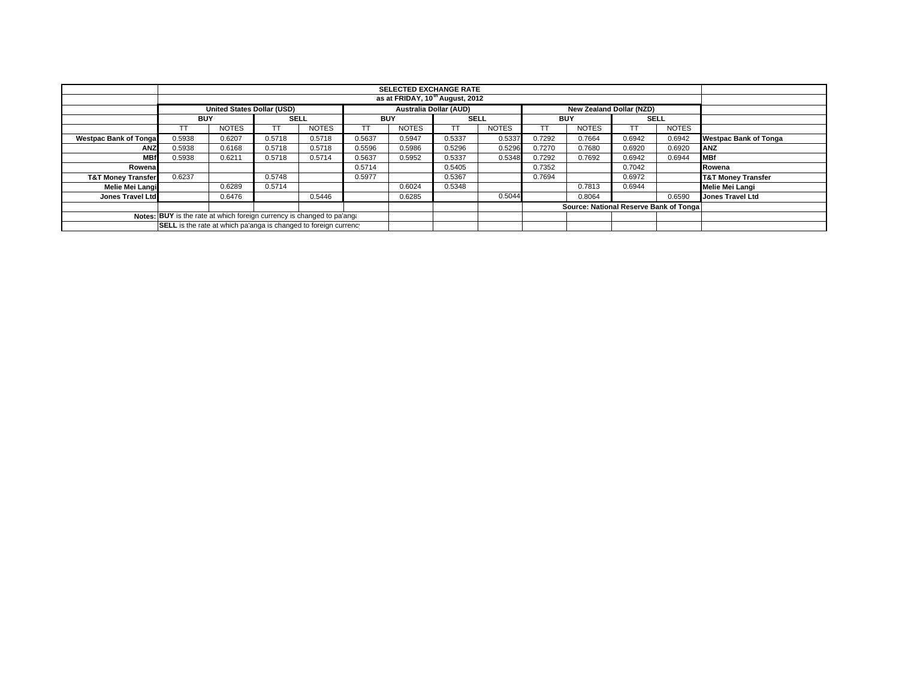| | SELECTED EXCHANGE RATE | | | | | | | | | | | | |
|---|---|---|---|---|---|---|---|---|---|---|---|---|---|
| | as at FRIDAY, 10th August, 2012 | | | | | | | | | | | | |
| | United States Dollar (USD) | | | | Australia Dollar (AUD) | | | | New Zealand Dollar (NZD) | | | | |
| | BUY | | SELL | | BUY | | SELL | | BUY | | SELL | | |
| | TT | NOTES | TT | NOTES | TT | NOTES | TT | NOTES | TT | NOTES | TT | NOTES | |
| Westpac Bank of Tonga | 0.5938 | 0.6207 | 0.5718 | 0.5718 | 0.5637 | 0.5947 | 0.5337 | 0.5337 | 0.7292 | 0.7664 | 0.6942 | 0.6942 | Westpac Bank of Tonga |
| ANZ | 0.5938 | 0.6168 | 0.5718 | 0.5718 | 0.5596 | 0.5986 | 0.5296 | 0.5296 | 0.7270 | 0.7680 | 0.6920 | 0.6920 | ANZ |
| MBf | 0.5938 | 0.6211 | 0.5718 | 0.5714 | 0.5637 | 0.5952 | 0.5337 | 0.5348 | 0.7292 | 0.7692 | 0.6942 | 0.6944 | MBf |
| Rowena | | | | | 0.5714 | | 0.5405 | | 0.7352 | | 0.7042 | | Rowena |
| T&T Money Transfer | 0.6237 | | 0.5748 | | 0.5977 | | 0.5367 | | 0.7694 | | 0.6972 | | T&T Money Transfer |
| Melie Mei Langi | | 0.6289 | 0.5714 | | | 0.6024 | 0.5348 | | | 0.7813 | 0.6944 | | Melie Mei Langi |
| Jones Travel Ltd | | 0.6476 | | 0.5446 | | 0.6285 | | 0.5044 | | 0.8064 | | 0.6590 | Jones Travel Ltd |
| | | | | | | | | | Source: National Reserve Bank of Tonga | | | | |
| Notes: | **BUY** is the rate at which foreign currency is changed to pa'anga | | | | | | | | | | | | |
| | **SELL** is the rate at which pa'anga is changed to foreign currency | | | | | | | | | | | | |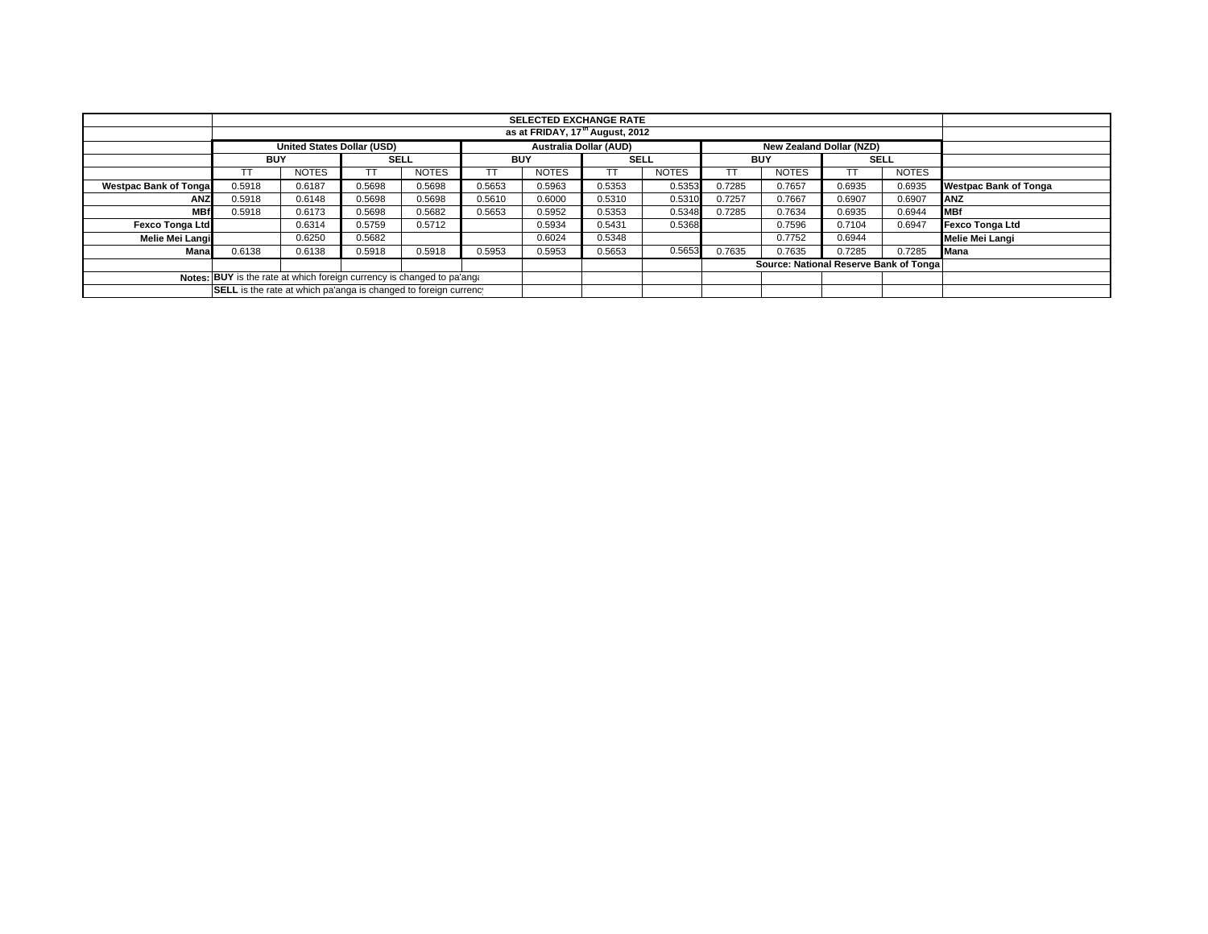| | SELECTED EXCHANGE RATE | | | | | | | | | | | | |
|---|---|---|---|---|---|---|---|---|---|---|---|---|---|
| | as at FRIDAY, 17th August, 2012 | | | | | | | | | | | | |
| | United States Dollar (USD) | | | | Australia Dollar (AUD) | | | | New Zealand Dollar (NZD) | | | | |
| | BUY | | SELL | | BUY | | SELL | | BUY | | SELL | | |
| | TT | NOTES | TT | NOTES | TT | NOTES | TT | NOTES | TT | NOTES | TT | NOTES | |
| **Westpac Bank of Tonga** | 0.5918 | 0.6187 | 0.5698 | 0.5698 | 0.5653 | 0.5963 | 0.5353 | 0.5353 | 0.7285 | 0.7657 | 0.6935 | 0.6935 | **Westpac Bank of Tonga** |
| **ANZ** | 0.5918 | 0.6148 | 0.5698 | 0.5698 | 0.5610 | 0.6000 | 0.5310 | 0.5310 | 0.7257 | 0.7667 | 0.6907 | 0.6907 | **ANZ** |
| **MBf** | 0.5918 | 0.6173 | 0.5698 | 0.5682 | 0.5653 | 0.5952 | 0.5353 | 0.5348 | 0.7285 | 0.7634 | 0.6935 | 0.6944 | **MBf** |
| **Fexco Tonga Ltd** | | 0.6314 | 0.5759 | 0.5712 | | 0.5934 | 0.5431 | 0.5368 | | 0.7596 | 0.7104 | 0.6947 | **Fexco Tonga Ltd** |
| **Melie Mei Langi** | | 0.6250 | 0.5682 | | | 0.6024 | 0.5348 | | | 0.7752 | 0.6944 | | **Melie Mei Langi** |
| **Mana** | 0.6138 | 0.6138 | 0.5918 | 0.5918 | 0.5953 | 0.5953 | 0.5653 | 0.5653 | 0.7635 | 0.7635 | 0.7285 | 0.7285 | **Mana** |
| | | | | | | | | | **Source: National Reserve Bank of Tonga** | | | | |
| **Notes:** | **BUY** is the rate at which foreign currency is changed to pa'anga | | | | | | | | | | | | |
| | **SELL** is the rate at which pa'anga is changed to foreign currency | | | | | | | | | | | | |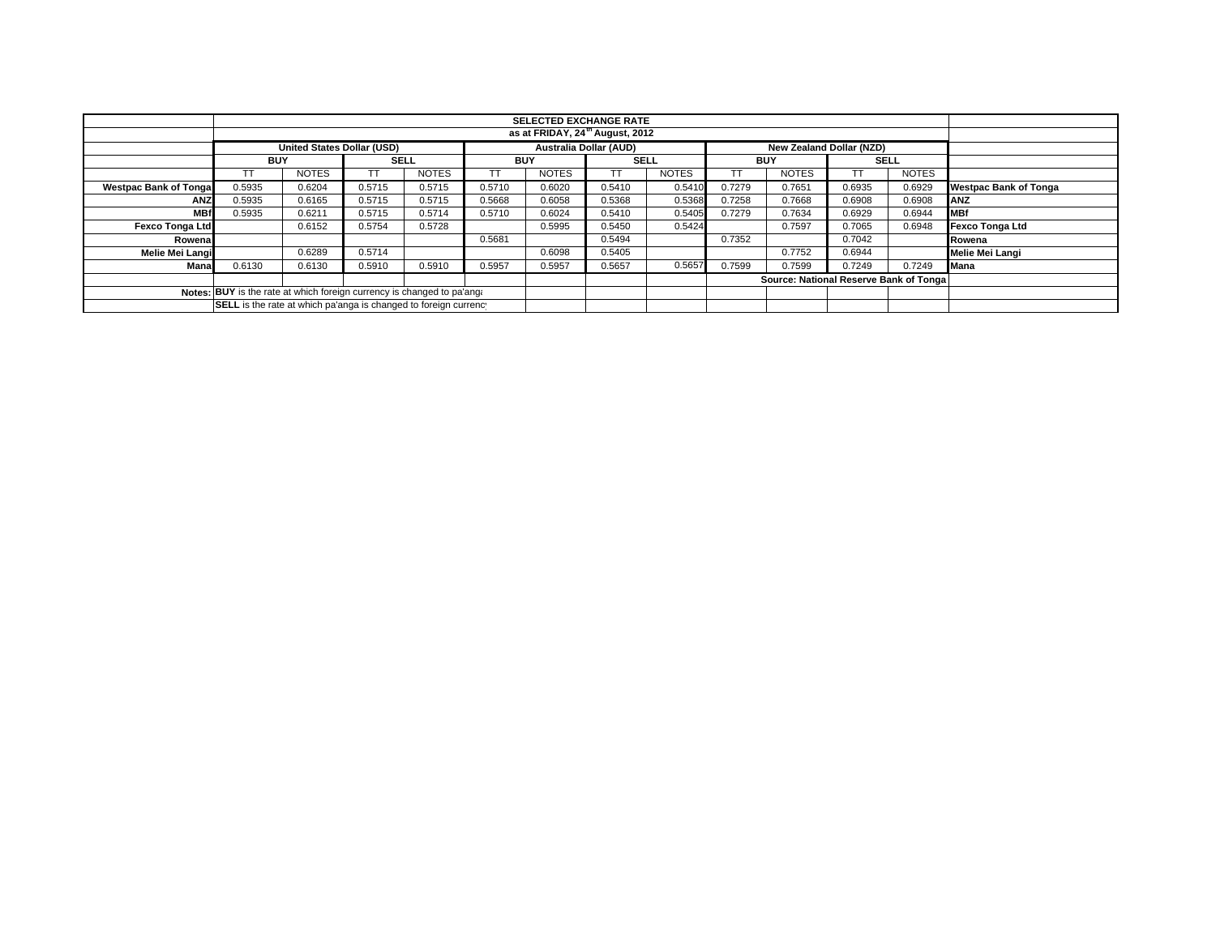| | SELECTED EXCHANGE RATE | | | | | | | | | | | | |
|---|---|---|---|---|---|---|---|---|---|---|---|---|---|
| | as at FRIDAY, 24th August, 2012 | | | | | | | | | | | | |
| | United States Dollar (USD) | | | | Australia Dollar (AUD) | | | | New Zealand Dollar (NZD) | | | | |
| | BUY | | SELL | | BUY | | SELL | | BUY | | SELL | | |
| | TT | NOTES | TT | NOTES | TT | NOTES | TT | NOTES | TT | NOTES | TT | NOTES | |
| **Westpac Bank of Tonga** | 0.5935 | 0.6204 | 0.5715 | 0.5715 | 0.5710 | 0.6020 | 0.5410 | 0.5410 | 0.7279 | 0.7651 | 0.6935 | 0.6929 | **Westpac Bank of Tonga** |
| **ANZ** | 0.5935 | 0.6165 | 0.5715 | 0.5715 | 0.5668 | 0.6058 | 0.5368 | 0.5368 | 0.7258 | 0.7668 | 0.6908 | 0.6908 | **ANZ** |
| **MBf** | 0.5935 | 0.6211 | 0.5715 | 0.5714 | 0.5710 | 0.6024 | 0.5410 | 0.5405 | 0.7279 | 0.7634 | 0.6929 | 0.6944 | **MBf** |
| **Fexco Tonga Ltd** | | 0.6152 | 0.5754 | 0.5728 | | 0.5995 | 0.5450 | 0.5424 | | 0.7597 | 0.7065 | 0.6948 | **Fexco Tonga Ltd** |
| **Rowena** | | | | | 0.5681 | | 0.5494 | | 0.7352 | | 0.7042 | | **Rowena** |
| **Melie Mei Langi** | | 0.6289 | 0.5714 | | | 0.6098 | 0.5405 | | | 0.7752 | 0.6944 | | **Melie Mei Langi** |
| **Mana** | 0.6130 | 0.6130 | 0.5910 | 0.5910 | 0.5957 | 0.5957 | 0.5657 | 0.5657 | 0.7599 | 0.7599 | 0.7249 | 0.7249 | **Mana** |
| | | | | | | | | | **Source: National Reserve Bank of Tonga** | | | | |
| **Notes:** | **BUY** is the rate at which foreign currency is changed to pa'anga | | | | | | | | | | | | |
| | **SELL** is the rate at which pa'anga is changed to foreign currency | | | | | | | | | | | | |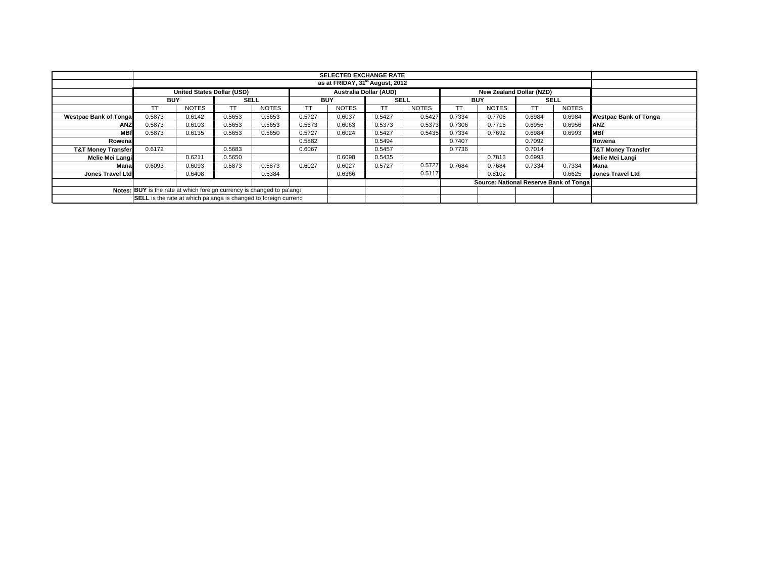| | SELECTED EXCHANGE RATE | | | | | | | | | | | | |
|---|---|---|---|---|---|---|---|---|---|---|---|---|---|
| | as at FRIDAY, 31st August, 2012 | | | | | | | | | | | | |
| | United States Dollar (USD) | | | | Australia Dollar (AUD) | | | | New Zealand Dollar (NZD) | | | | |
| | BUY | | SELL | | BUY | | SELL | | BUY | | SELL | | |
| | TT | NOTES | TT | NOTES | TT | NOTES | TT | NOTES | TT | NOTES | TT | NOTES | |
| Westpac Bank of Tonga | 0.5873 | 0.6142 | 0.5653 | 0.5653 | 0.5727 | 0.6037 | 0.5427 | 0.5427 | 0.7334 | 0.7706 | 0.6984 | 0.6984 | Westpac Bank of Tonga |
| ANZ | 0.5873 | 0.6103 | 0.5653 | 0.5653 | 0.5673 | 0.6063 | 0.5373 | 0.5373 | 0.7306 | 0.7716 | 0.6956 | 0.6956 | ANZ |
| MBf | 0.5873 | 0.6135 | 0.5653 | 0.5650 | 0.5727 | 0.6024 | 0.5427 | 0.5435 | 0.7334 | 0.7692 | 0.6984 | 0.6993 | MBf |
| Rowena | | | | | 0.5882 | | 0.5494 | | 0.7407 | | 0.7092 | | Rowena |
| T&T Money Transfer | 0.6172 | | 0.5683 | | 0.6067 | | 0.5457 | | 0.7736 | | 0.7014 | | T&T Money Transfer |
| Melie Mei Langi | | 0.6211 | 0.5650 | | | 0.6098 | 0.5435 | | | 0.7813 | 0.6993 | | Melie Mei Langi |
| Mana | 0.6093 | 0.6093 | 0.5873 | 0.5873 | 0.6027 | 0.6027 | 0.5727 | 0.5727 | 0.7684 | 0.7684 | 0.7334 | 0.7334 | Mana |
| Jones Travel Ltd | | 0.6408 | | 0.5384 | | 0.6366 | | 0.5117 | | 0.8102 | | 0.6625 | Jones Travel Ltd |
| | | | | | | | | | Source: National Reserve Bank of Tonga | | | | |
| Notes: | **BUY** is the rate at which foreign currency is changed to pa'anga | | | | | | | | | | | | |
| | **SELL** is the rate at which pa'anga is changed to foreign currency | | | | | | | | | | | | |